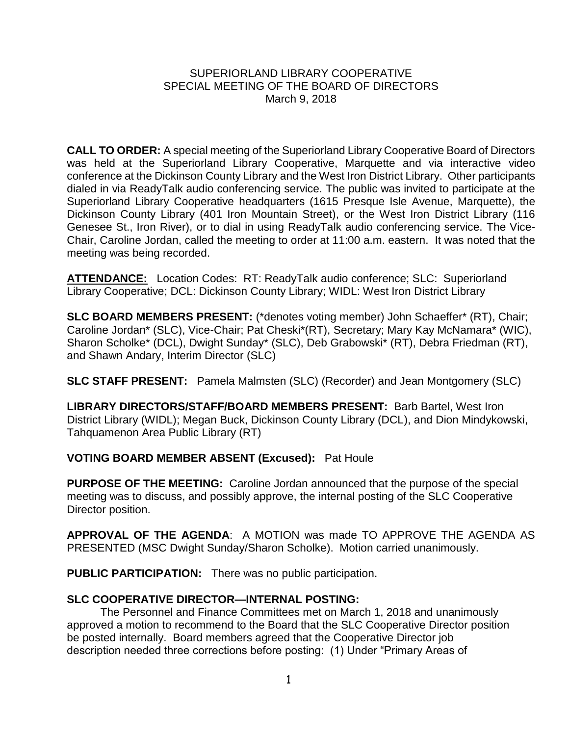SUPERIORLAND LIBRARY COOPERATIVE
SPECIAL MEETING OF THE BOARD OF DIRECTORS
March 9, 2018

**CALL TO ORDER:** A special meeting of the Superiorland Library Cooperative Board of Directors was held at the Superiorland Library Cooperative, Marquette and via interactive video conference at the Dickinson County Library and the West Iron District Library. Other participants dialed in via ReadyTalk audio conferencing service. The public was invited to participate at the Superiorland Library Cooperative headquarters (1615 Presque Isle Avenue, Marquette), the Dickinson County Library (401 Iron Mountain Street), or the West Iron District Library (116 Genesee St., Iron River), or to dial in using ReadyTalk audio conferencing service. The Vice-Chair, Caroline Jordan, called the meeting to order at 11:00 a.m. eastern. It was noted that the meeting was being recorded.

**ATTENDANCE:** Location Codes: RT: ReadyTalk audio conference; SLC: Superiorland Library Cooperative; DCL: Dickinson County Library; WIDL: West Iron District Library

**SLC BOARD MEMBERS PRESENT:** (*denotes voting member) John Schaeffer* (RT), Chair; Caroline Jordan* (SLC), Vice-Chair; Pat Cheski*(RT), Secretary; Mary Kay McNamara* (WIC), Sharon Scholke* (DCL), Dwight Sunday* (SLC), Deb Grabowski* (RT), Debra Friedman (RT), and Shawn Andary, Interim Director (SLC)

**SLC STAFF PRESENT:** Pamela Malmsten (SLC) (Recorder) and Jean Montgomery (SLC)

**LIBRARY DIRECTORS/STAFF/BOARD MEMBERS PRESENT:** Barb Bartel, West Iron District Library (WIDL); Megan Buck, Dickinson County Library (DCL), and Dion Mindykowski, Tahquamenon Area Public Library (RT)

**VOTING BOARD MEMBER ABSENT (Excused):** Pat Houle

**PURPOSE OF THE MEETING:** Caroline Jordan announced that the purpose of the special meeting was to discuss, and possibly approve, the internal posting of the SLC Cooperative Director position.

**APPROVAL OF THE AGENDA**: A MOTION was made TO APPROVE THE AGENDA AS PRESENTED (MSC Dwight Sunday/Sharon Scholke). Motion carried unanimously.

**PUBLIC PARTICIPATION:** There was no public participation.

**SLC COOPERATIVE DIRECTOR—INTERNAL POSTING:**

The Personnel and Finance Committees met on March 1, 2018 and unanimously approved a motion to recommend to the Board that the SLC Cooperative Director position be posted internally. Board members agreed that the Cooperative Director job description needed three corrections before posting: (1) Under "Primary Areas of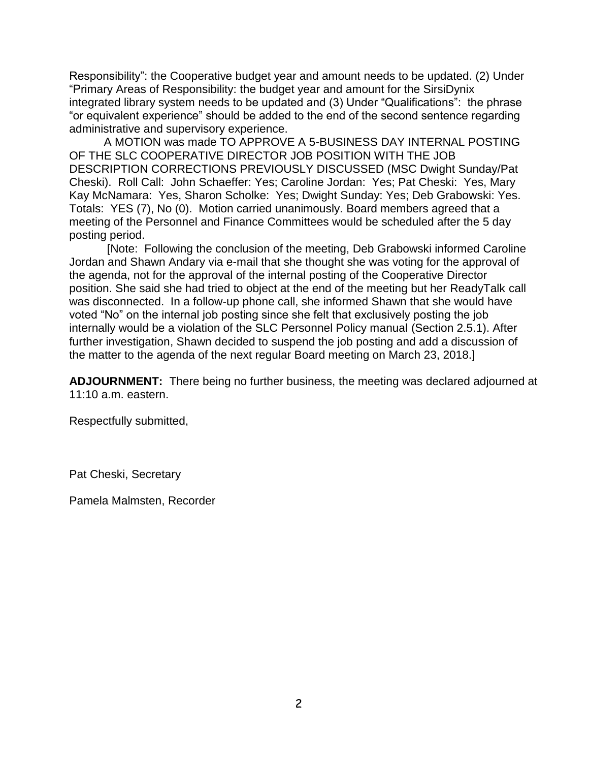Responsibility": the Cooperative budget year and amount needs to be updated. (2) Under "Primary Areas of Responsibility: the budget year and amount for the SirsiDynix integrated library system needs to be updated and (3) Under "Qualifications": the phrase "or equivalent experience" should be added to the end of the second sentence regarding administrative and supervisory experience.

A MOTION was made TO APPROVE A 5-BUSINESS DAY INTERNAL POSTING OF THE SLC COOPERATIVE DIRECTOR JOB POSITION WITH THE JOB DESCRIPTION CORRECTIONS PREVIOUSLY DISCUSSED (MSC Dwight Sunday/Pat Cheski). Roll Call: John Schaeffer: Yes; Caroline Jordan: Yes; Pat Cheski: Yes, Mary Kay McNamara: Yes, Sharon Scholke: Yes; Dwight Sunday: Yes; Deb Grabowski: Yes. Totals: YES (7), No (0). Motion carried unanimously. Board members agreed that a meeting of the Personnel and Finance Committees would be scheduled after the 5 day posting period.

[Note: Following the conclusion of the meeting, Deb Grabowski informed Caroline Jordan and Shawn Andary via e-mail that she thought she was voting for the approval of the agenda, not for the approval of the internal posting of the Cooperative Director position. She said she had tried to object at the end of the meeting but her ReadyTalk call was disconnected. In a follow-up phone call, she informed Shawn that she would have voted "No" on the internal job posting since she felt that exclusively posting the job internally would be a violation of the SLC Personnel Policy manual (Section 2.5.1). After further investigation, Shawn decided to suspend the job posting and add a discussion of the matter to the agenda of the next regular Board meeting on March 23, 2018.]

**ADJOURNMENT:** There being no further business, the meeting was declared adjourned at 11:10 a.m. eastern.

Respectfully submitted,

Pat Cheski, Secretary

Pamela Malmsten, Recorder